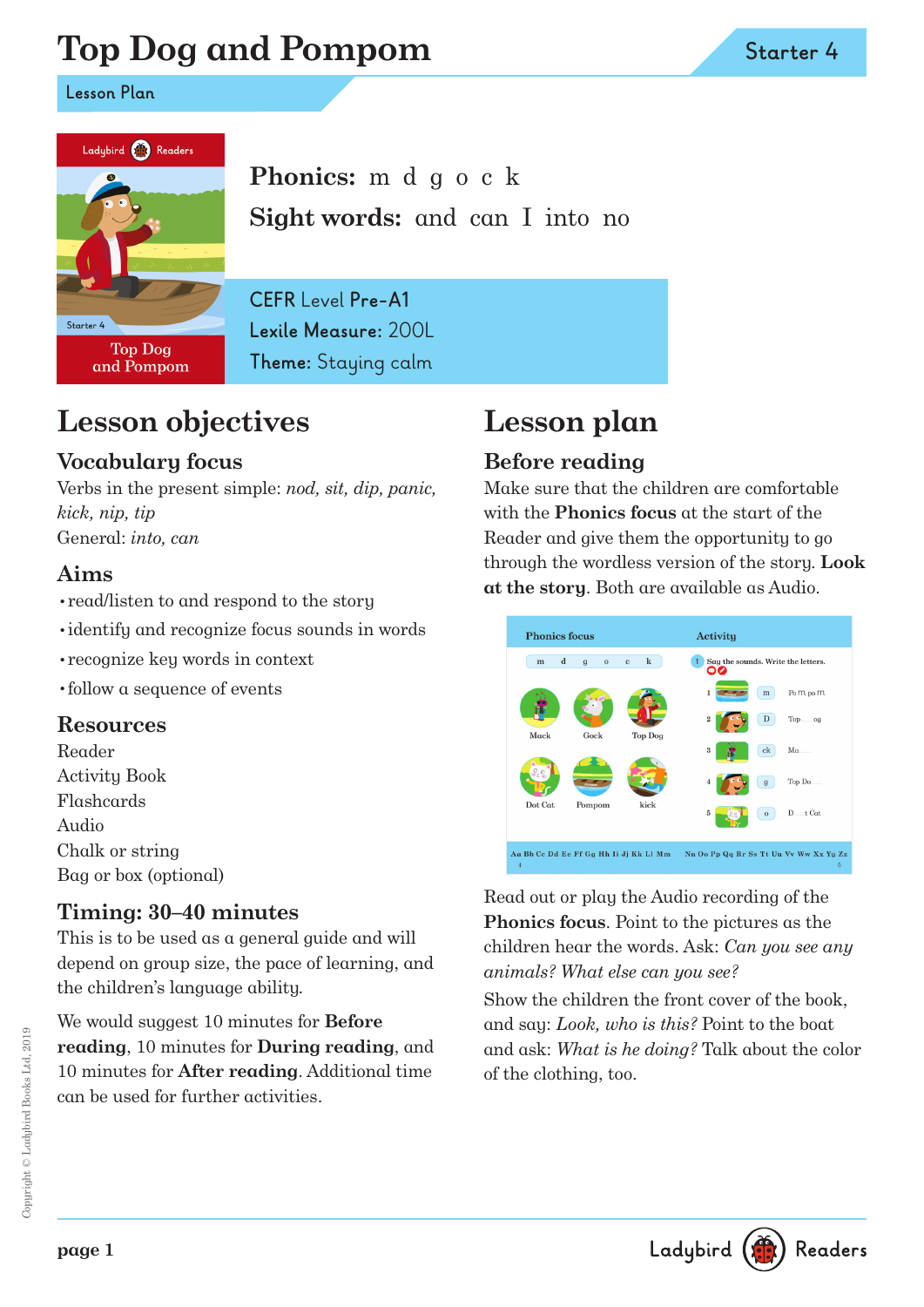# Top Dog and Pompom

Starter 4

Lesson Plan

**Phonics:** m d g o c k

**Sight words:** and can I into no

CEFR Level **Pre-A1**
**Lexile Measure:** 200L
**Theme:** Staying calm

## Lesson objectives

### Vocabulary focus

Verbs in the present simple: *nod, sit, dip, panic, kick, nip, tip*
General: *into, can*

### Aims

- read/listen to and respond to the story
- identify and recognize focus sounds in words
- recognize key words in context
- follow a sequence of events

### Resources

Reader
Activity Book
Flashcards
Audio
Chalk or string
Bag or box (optional)

### Timing: 30–40 minutes

This is to be used as a general guide and will depend on group size, the pace of learning, and the children's language ability.

We would suggest 10 minutes for **Before reading**, 10 minutes for **During reading**, and 10 minutes for **After reading**. Additional time can be used for further activities.

## Lesson plan

### Before reading

Make sure that the children are comfortable with the **Phonics focus** at the start of the Reader and give them the opportunity to go through the wordless version of the story. **Look at the story**. Both are available as Audio.

Read out or play the Audio recording of the **Phonics focus**. Point to the pictures as the children hear the words. Ask: *Can you see any animals? What else can you see?*

Show the children the front cover of the book, and say: *Look, who is this?* Point to the boat and ask: *What is he doing?* Talk about the color of the clothing, too.

Copyright © Ladybird Books Ltd, 2019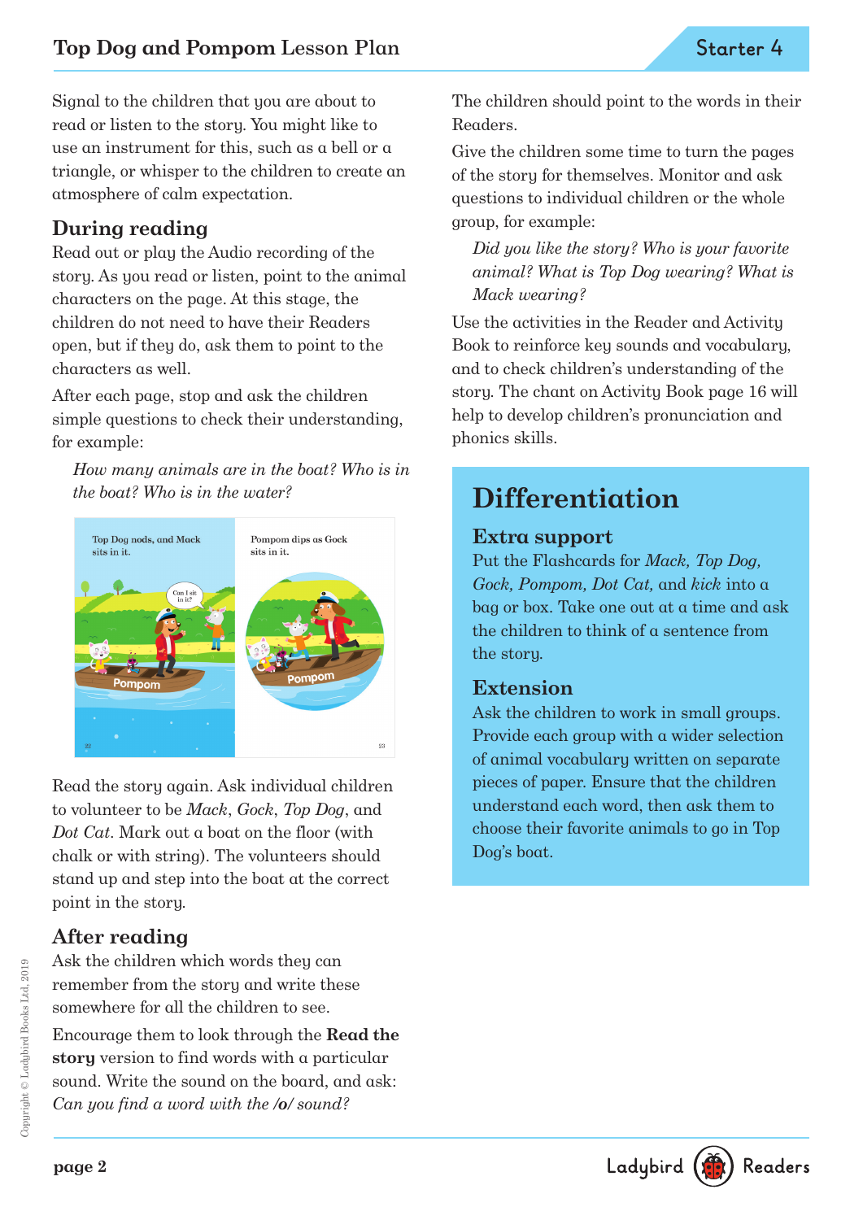Signal to the children that you are about to read or listen to the story. You might like to use an instrument for this, such as a bell or a triangle, or whisper to the children to create an atmosphere of calm expectation.

## During reading

Read out or play the Audio recording of the story. As you read or listen, point to the animal characters on the page. At this stage, the children do not need to have their Readers open, but if they do, ask them to point to the characters as well.

After each page, stop and ask the children simple questions to check their understanding, for example:

*How many animals are in the boat? Who is in the boat? Who is in the water?*

Read the story again. Ask individual children to volunteer to be *Mack*, *Gock*, *Top Dog*, and *Dot Cat*. Mark out a boat on the floor (with chalk or with string). The volunteers should stand up and step into the boat at the correct point in the story.

## After reading

Ask the children which words they can remember from the story and write these somewhere for all the children to see.

Encourage them to look through the **Read the story** version to find words with a particular sound. Write the sound on the board, and ask: *Can you find a word with the /**o**/ sound?*

The children should point to the words in their Readers.

Give the children some time to turn the pages of the story for themselves. Monitor and ask questions to individual children or the whole group, for example:

*Did you like the story? Who is your favorite animal? What is Top Dog wearing? What is Mack wearing?*

Use the activities in the Reader and Activity Book to reinforce key sounds and vocabulary, and to check children's understanding of the story. The chant on Activity Book page 16 will help to develop children's pronunciation and phonics skills.

# Differentiation

## Extra support

Put the Flashcards for *Mack, Top Dog, Gock, Pompom, Dot Cat,* and *kick* into a bag or box. Take one out at a time and ask the children to think of a sentence from the story.

## Extension

Ask the children to work in small groups. Provide each group with a wider selection of animal vocabulary written on separate pieces of paper. Ensure that the children understand each word, then ask them to choose their favorite animals to go in Top Dog's boat.